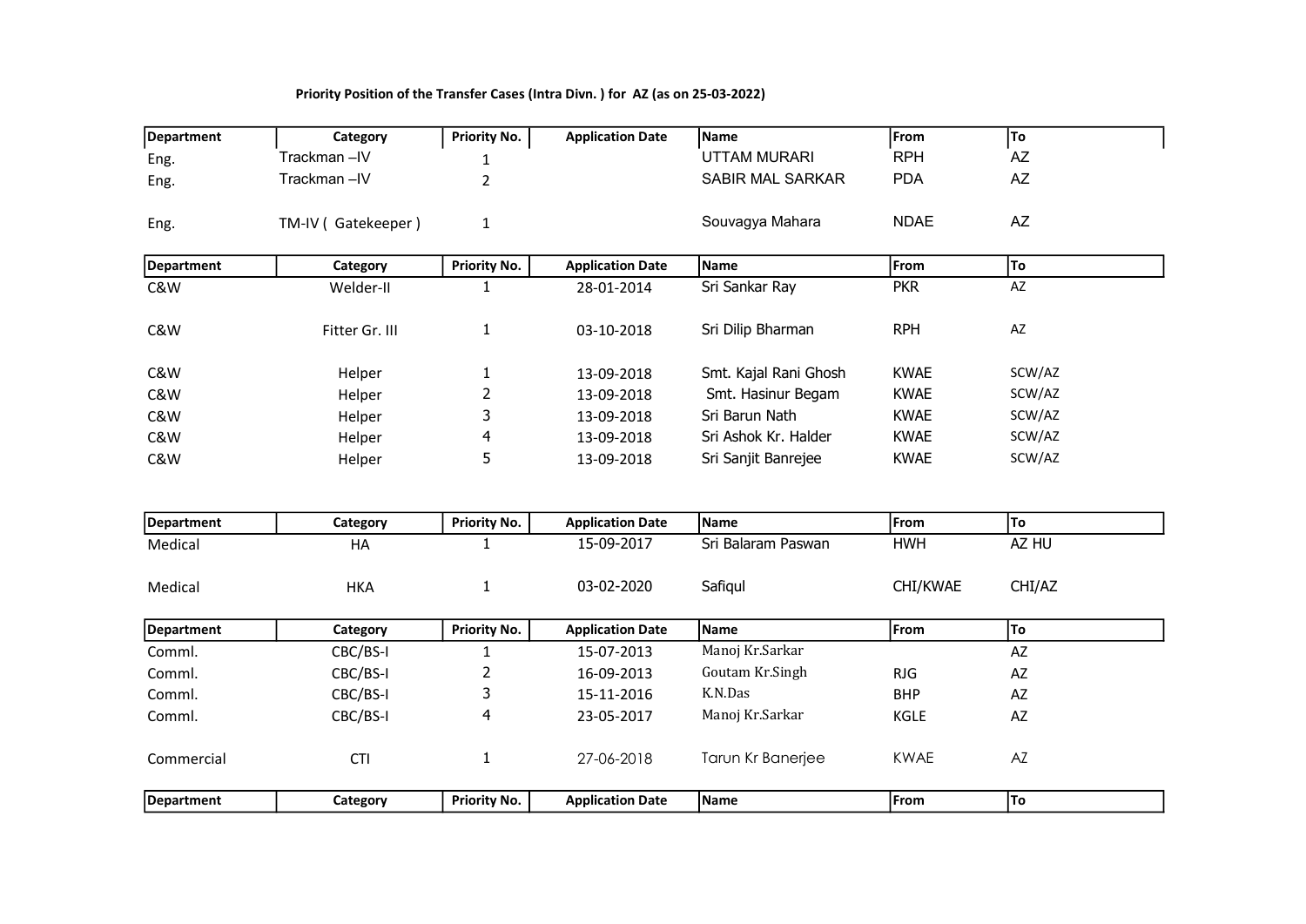**Priority Position of the Transfer Cases (Intra Divn. ) for AZ (as on 25-03-2022)**

| Department | Category | Priority No. | Application Date | Name | From | To |
|---|---|---|---|---|---|---|
| Eng. | Trackman –IV | 1 | | UTTAM MURARI | RPH | AZ |
| Eng. | Trackman –IV | 2 | | SABIR MAL SARKAR | PDA | AZ |
| Eng. | TM-IV ( Gatekeeper ) | 1 | | Souvagya Mahara | NDAE | AZ |

| Department | Category | Priority No. | Application Date | Name | From | To |
|---|---|---|---|---|---|---|
| C&W | Welder-II | 1 | 28-01-2014 | Sri Sankar Ray | PKR | AZ |
| C&W | Fitter Gr. III | 1 | 03-10-2018 | Sri Dilip Bharman | RPH | AZ |
| C&W | Helper | 1 | 13-09-2018 | Smt. Kajal Rani Ghosh | KWAE | SCW/AZ |
| C&W | Helper | 2 | 13-09-2018 | Smt. Hasinur Begam | KWAE | SCW/AZ |
| C&W | Helper | 3 | 13-09-2018 | Sri Barun Nath | KWAE | SCW/AZ |
| C&W | Helper | 4 | 13-09-2018 | Sri Ashok Kr. Halder | KWAE | SCW/AZ |
| C&W | Helper | 5 | 13-09-2018 | Sri Sanjit Banrejee | KWAE | SCW/AZ |

| Department | Category | Priority No. | Application Date | Name | From | To |
|---|---|---|---|---|---|---|
| Medical | HA | 1 | 15-09-2017 | Sri Balaram Paswan | HWH | AZ HU |
| Medical | HKA | 1 | 03-02-2020 | Safiqul | CHI/KWAE | CHI/AZ |

| Department | Category | Priority No. | Application Date | Name | From | To |
|---|---|---|---|---|---|---|
| Comml. | CBC/BS-I | 1 | 15-07-2013 | Manoj Kr.Sarkar | | AZ |
| Comml. | CBC/BS-I | 2 | 16-09-2013 | Goutam Kr.Singh | RJG | AZ |
| Comml. | CBC/BS-I | 3 | 15-11-2016 | K.N.Das | BHP | AZ |
| Comml. | CBC/BS-I | 4 | 23-05-2017 | Manoj Kr.Sarkar | KGLE | AZ |
| Commercial | CTI | 1 | 27-06-2018 | Tarun Kr Banerjee | KWAE | AZ |

| Department | Category | Priority No. | Application Date | Name | From | To |
|---|---|---|---|---|---|---|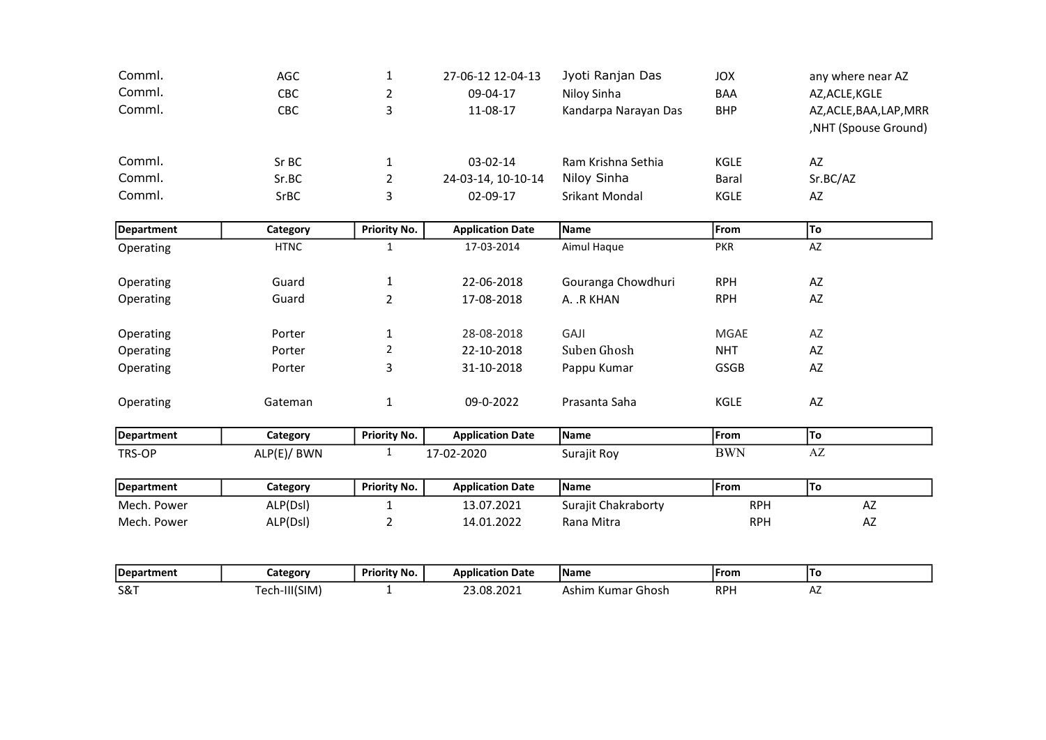| | | | | | | |
|---|---|---|---|---|---|---|
| Comml. | AGC | 1 | 27-06-12 12-04-13 | Jyoti Ranjan Das | JOX | any where near AZ |
| Comml. | CBC | 2 | 09-04-17 | Niloy Sinha | BAA | AZ,ACLE,KGLE |
| Comml. | CBC | 3 | 11-08-17 | Kandarpa Narayan Das | BHP | AZ,ACLE,BAA,LAP,MRR ,NHT (Spouse Ground) |
| Comml. | Sr BC | 1 | 03-02-14 | Ram Krishna Sethia | KGLE | AZ |
| Comml. | Sr.BC | 2 | 24-03-14, 10-10-14 | Niloy Sinha | Baral | Sr.BC/AZ |
| Comml. | SrBC | 3 | 02-09-17 | Srikant Mondal | KGLE | AZ |

| Department | Category | Priority No. | Application Date | Name | From | To |
|---|---|---|---|---|---|---|
| Operating | HTNC | 1 | 17-03-2014 | Aimul Haque | PKR | AZ |
| Operating | Guard | 1 | 22-06-2018 | Gouranga Chowdhuri | RPH | AZ |
| Operating | Guard | 2 | 17-08-2018 | A. .R KHAN | RPH | AZ |
| Operating | Porter | 1 | 28-08-2018 | GAJI | MGAE | AZ |
| Operating | Porter | 2 | 22-10-2018 | Suben Ghosh | NHT | AZ |
| Operating | Porter | 3 | 31-10-2018 | Pappu Kumar | GSGB | AZ |
| Operating | Gateman | 1 | 09-0-2022 | Prasanta Saha | KGLE | AZ |

| Department | Category | Priority No. | Application Date | Name | From | To |
|---|---|---|---|---|---|---|
| TRS-OP | ALP(E)/ BWN | 1 | 17-02-2020 | Surajit Roy | BWN | AZ |

| Department | Category | Priority No. | Application Date | Name | From | To |
|---|---|---|---|---|---|---|
| Mech. Power | ALP(Dsl) | 1 | 13.07.2021 | Surajit Chakraborty | RPH | AZ |
| Mech. Power | ALP(Dsl) | 2 | 14.01.2022 | Rana Mitra | RPH | AZ |

| Department | Category | Priority No. | Application Date | Name | From | To |
|---|---|---|---|---|---|---|
| S&T | Tech-III(SIM) | 1 | 23.08.2021 | Ashim Kumar Ghosh | RPH | AZ |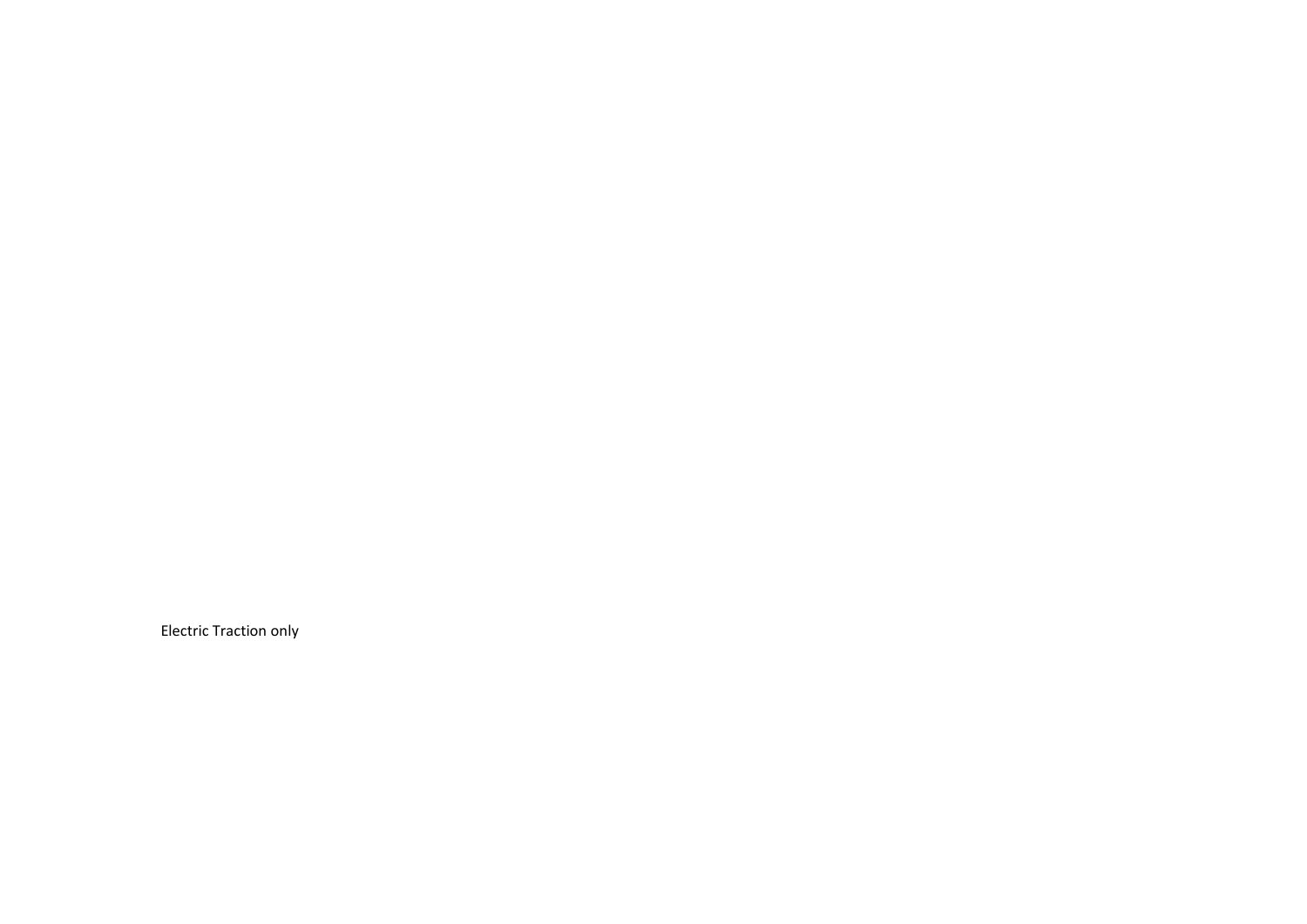Electric Traction only